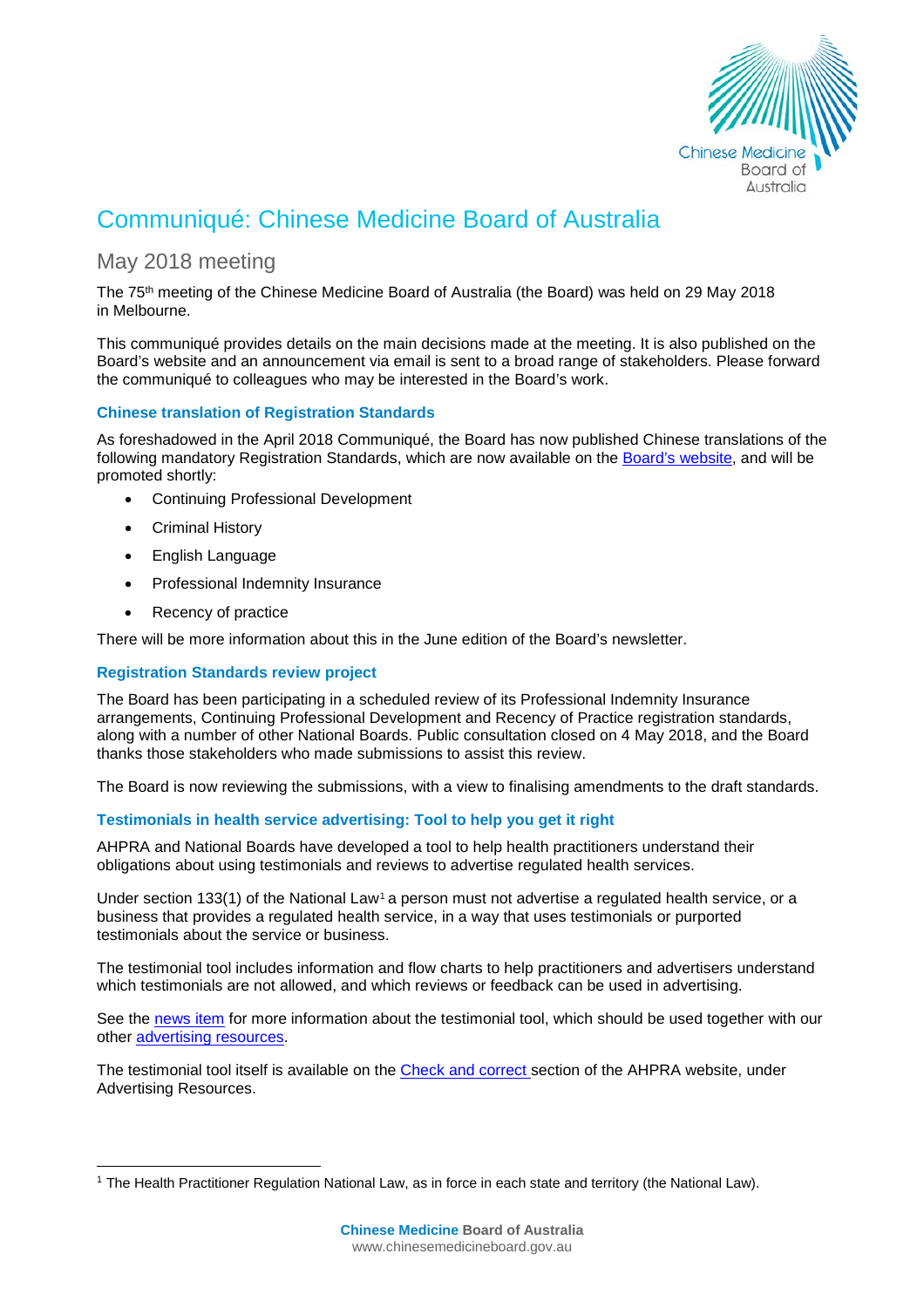# Communiqué: Chinese Medicine Board of Australia

## May 2018 meeting

The 75th meeting of the Chinese Medicine Board of Australia (the Board) was held on 29 May 2018 in Melbourne.

This communiqué provides details on the main decisions made at the meeting. It is also published on the Board's website and an announcement via email is sent to a broad range of stakeholders. Please forward the communiqué to colleagues who may be interested in the Board's work.

### Chinese translation of Registration Standards

As foreshadowed in the April 2018 Communiqué, the Board has now published Chinese translations of the following mandatory Registration Standards, which are now available on the Board's website, and will be promoted shortly:

- Continuing Professional Development
- Criminal History
- English Language
- Professional Indemnity Insurance
- Recency of practice

There will be more information about this in the June edition of the Board's newsletter.

### Registration Standards review project

The Board has been participating in a scheduled review of its Professional Indemnity Insurance arrangements, Continuing Professional Development and Recency of Practice registration standards, along with a number of other National Boards. Public consultation closed on 4 May 2018, and the Board thanks those stakeholders who made submissions to assist this review.

The Board is now reviewing the submissions, with a view to finalising amendments to the draft standards.

### Testimonials in health service advertising: Tool to help you get it right

AHPRA and National Boards have developed a tool to help health practitioners understand their obligations about using testimonials and reviews to advertise regulated health services.

Under section 133(1) of the National Law[1] a person must not advertise a regulated health service, or a business that provides a regulated health service, in a way that uses testimonials or purported testimonials about the service or business.

The testimonial tool includes information and flow charts to help practitioners and advertisers understand which testimonials are not allowed, and which reviews or feedback can be used in advertising.

See the news item for more information about the testimonial tool, which should be used together with our other advertising resources.

The testimonial tool itself is available on the Check and correct section of the AHPRA website, under Advertising Resources.

[1] The Health Practitioner Regulation National Law, as in force in each state and territory (the National Law).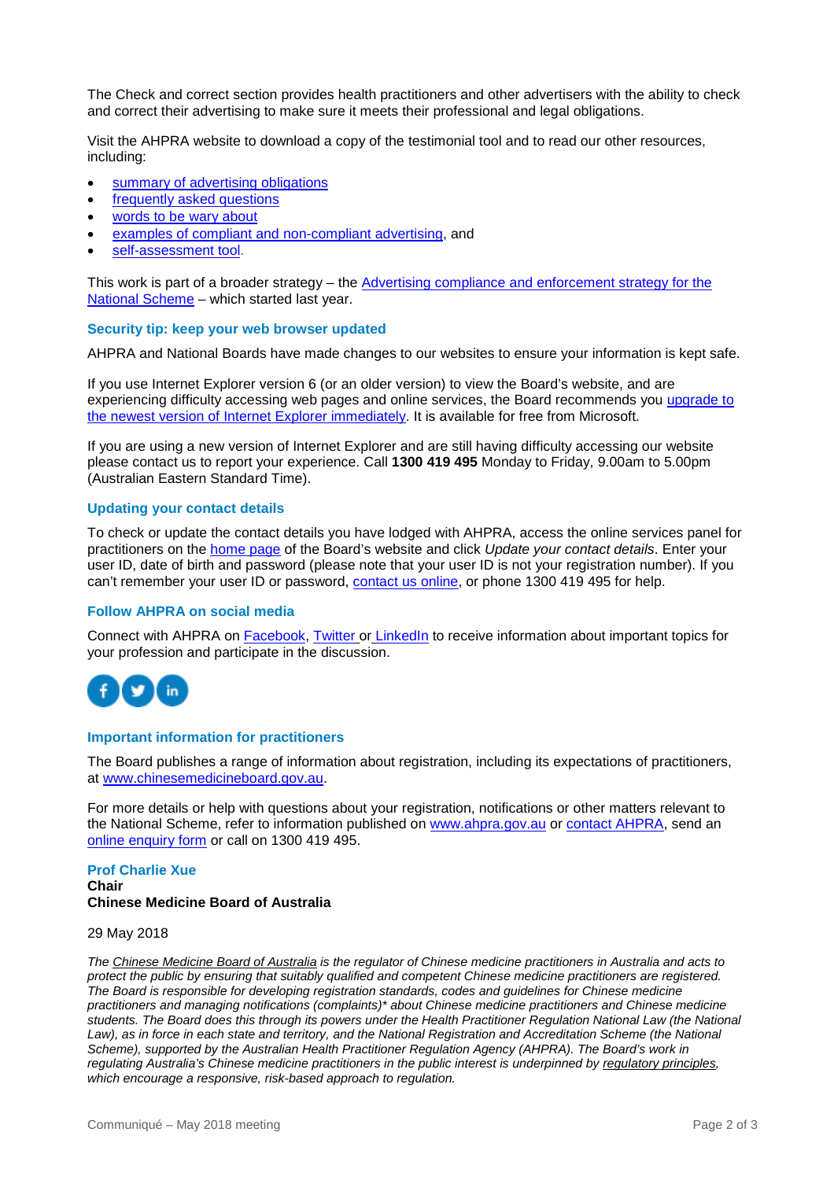The Check and correct section provides health practitioners and other advertisers with the ability to check and correct their advertising to make sure it meets their professional and legal obligations.

Visit the AHPRA website to download a copy of the testimonial tool and to read our other resources, including:

- summary of advertising obligations
- frequently asked questions
- words to be wary about
- examples of compliant and non-compliant advertising, and
- self-assessment tool.

This work is part of a broader strategy – the Advertising compliance and enforcement strategy for the National Scheme – which started last year.

### Security tip: keep your web browser updated

AHPRA and National Boards have made changes to our websites to ensure your information is kept safe.

If you use Internet Explorer version 6 (or an older version) to view the Board's website, and are experiencing difficulty accessing web pages and online services, the Board recommends you upgrade to the newest version of Internet Explorer immediately. It is available for free from Microsoft.

If you are using a new version of Internet Explorer and are still having difficulty accessing our website please contact us to report your experience. Call **1300 419 495** Monday to Friday, 9.00am to 5.00pm (Australian Eastern Standard Time).

### Updating your contact details

To check or update the contact details you have lodged with AHPRA, access the online services panel for practitioners on the home page of the Board's website and click *Update your contact details*. Enter your user ID, date of birth and password (please note that your user ID is not your registration number). If you can't remember your user ID or password, contact us online, or phone 1300 419 495 for help.

### Follow AHPRA on social media

Connect with AHPRA on Facebook, Twitter or LinkedIn to receive information about important topics for your profession and participate in the discussion.

### Important information for practitioners

The Board publishes a range of information about registration, including its expectations of practitioners, at www.chinesemedicineboard.gov.au.

For more details or help with questions about your registration, notifications or other matters relevant to the National Scheme, refer to information published on www.ahpra.gov.au or contact AHPRA, send an online enquiry form or call on 1300 419 495.

**Prof Charlie Xue**
**Chair**
**Chinese Medicine Board of Australia**

29 May 2018

*The Chinese Medicine Board of Australia is the regulator of Chinese medicine practitioners in Australia and acts to protect the public by ensuring that suitably qualified and competent Chinese medicine practitioners are registered. The Board is responsible for developing registration standards, codes and guidelines for Chinese medicine practitioners and managing notifications (complaints)\* about Chinese medicine practitioners and Chinese medicine students. The Board does this through its powers under the Health Practitioner Regulation National Law (the National Law), as in force in each state and territory, and the National Registration and Accreditation Scheme (the National Scheme), supported by the Australian Health Practitioner Regulation Agency (AHPRA). The Board's work in regulating Australia's Chinese medicine practitioners in the public interest is underpinned by regulatory principles, which encourage a responsive, risk-based approach to regulation.*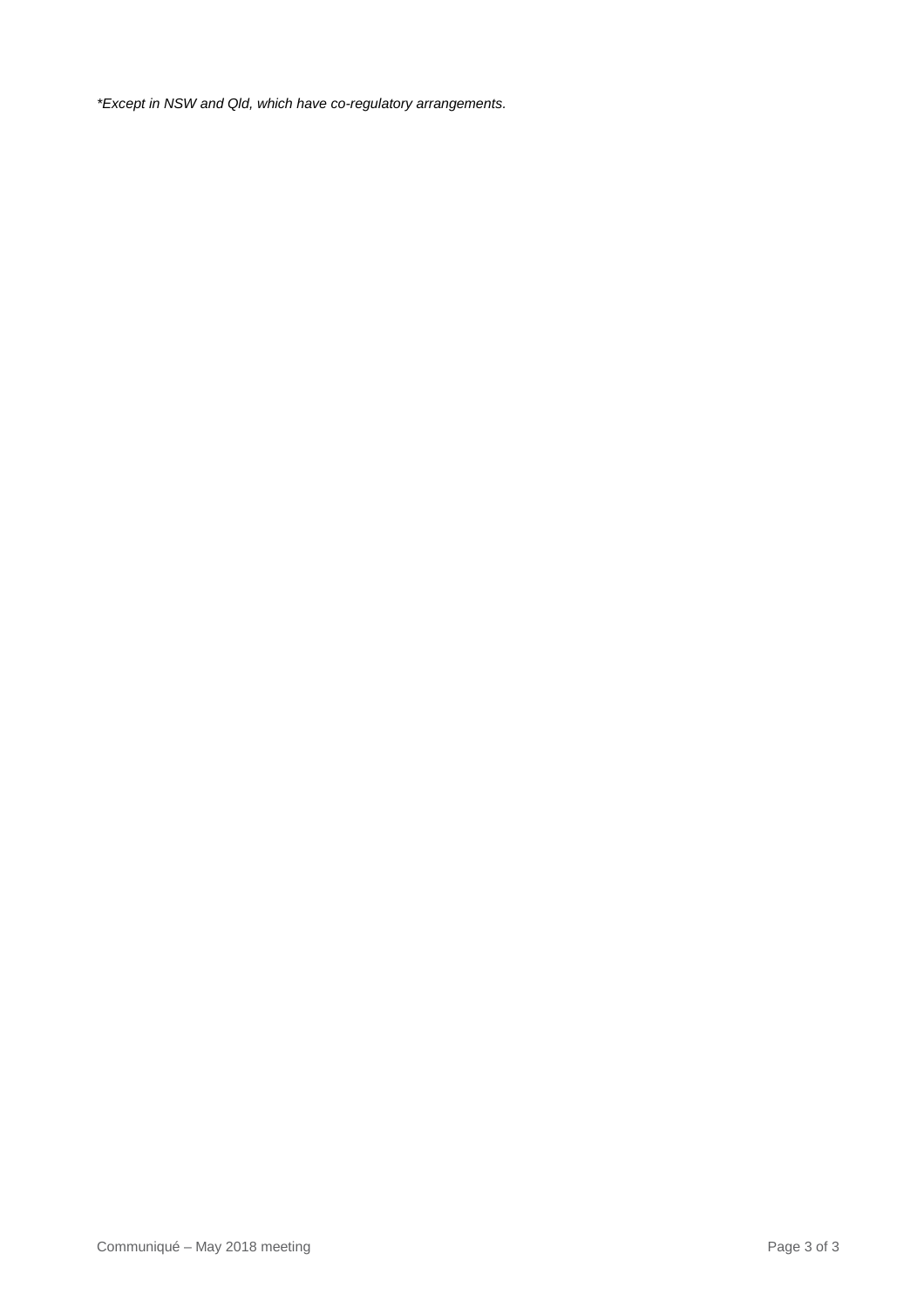*\*Except in NSW and Qld, which have co-regulatory arrangements.*